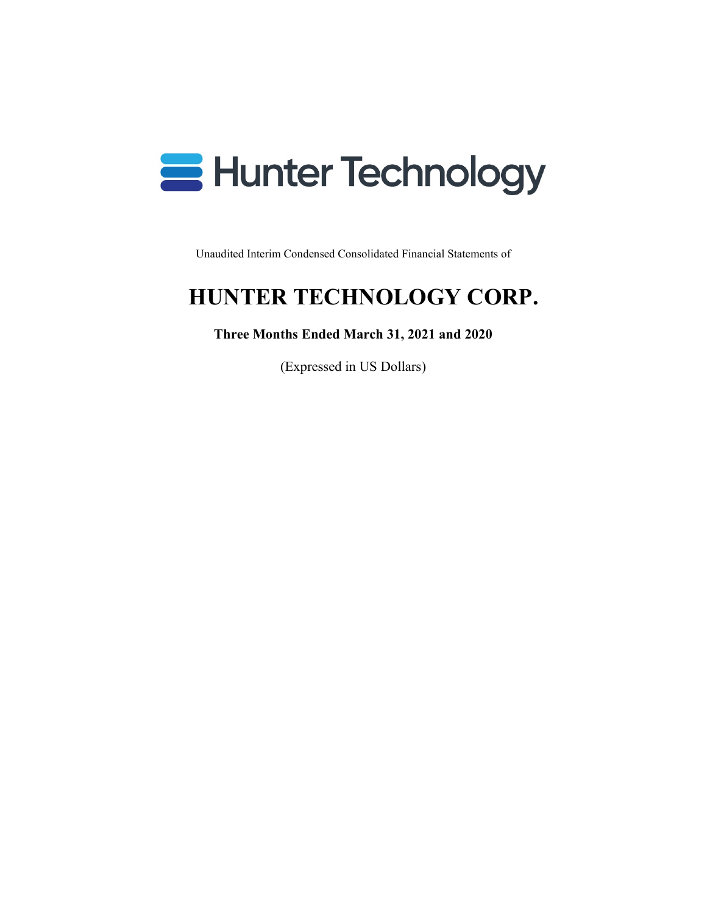Hunter Technology

Unaudited Interim Condensed Consolidated Financial Statements of

# HUNTER TECHNOLOGY CORP.

**Three Months Ended March 31, 2021 and 2020**

(Expressed in US Dollars)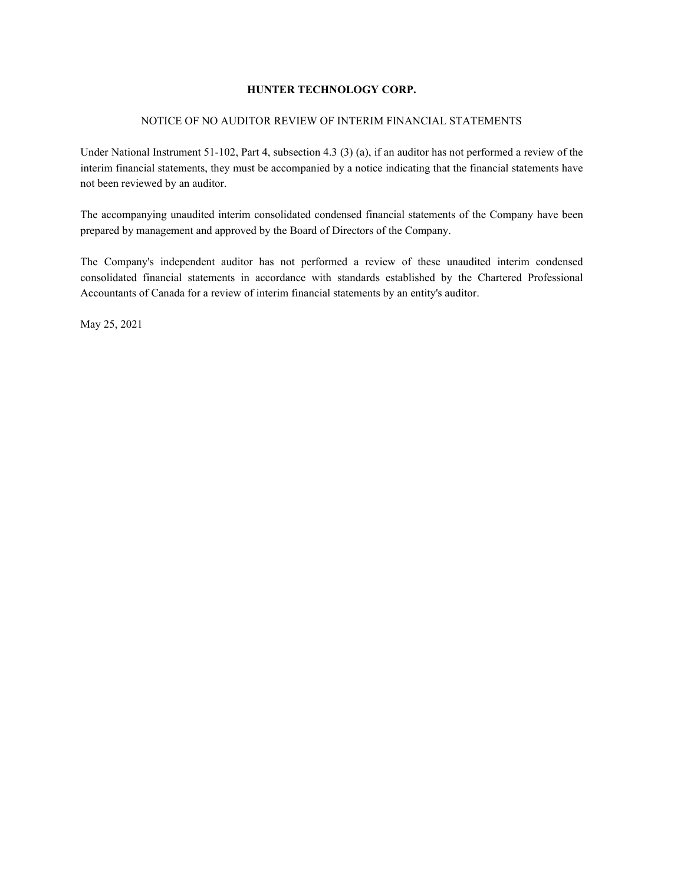# HUNTER TECHNOLOGY CORP.

## NOTICE OF NO AUDITOR REVIEW OF INTERIM FINANCIAL STATEMENTS

Under National Instrument 51-102, Part 4, subsection 4.3 (3) (a), if an auditor has not performed a review of the interim financial statements, they must be accompanied by a notice indicating that the financial statements have not been reviewed by an auditor.

The accompanying unaudited interim consolidated condensed financial statements of the Company have been prepared by management and approved by the Board of Directors of the Company.

The Company's independent auditor has not performed a review of these unaudited interim condensed consolidated financial statements in accordance with standards established by the Chartered Professional Accountants of Canada for a review of interim financial statements by an entity's auditor.

May 25, 2021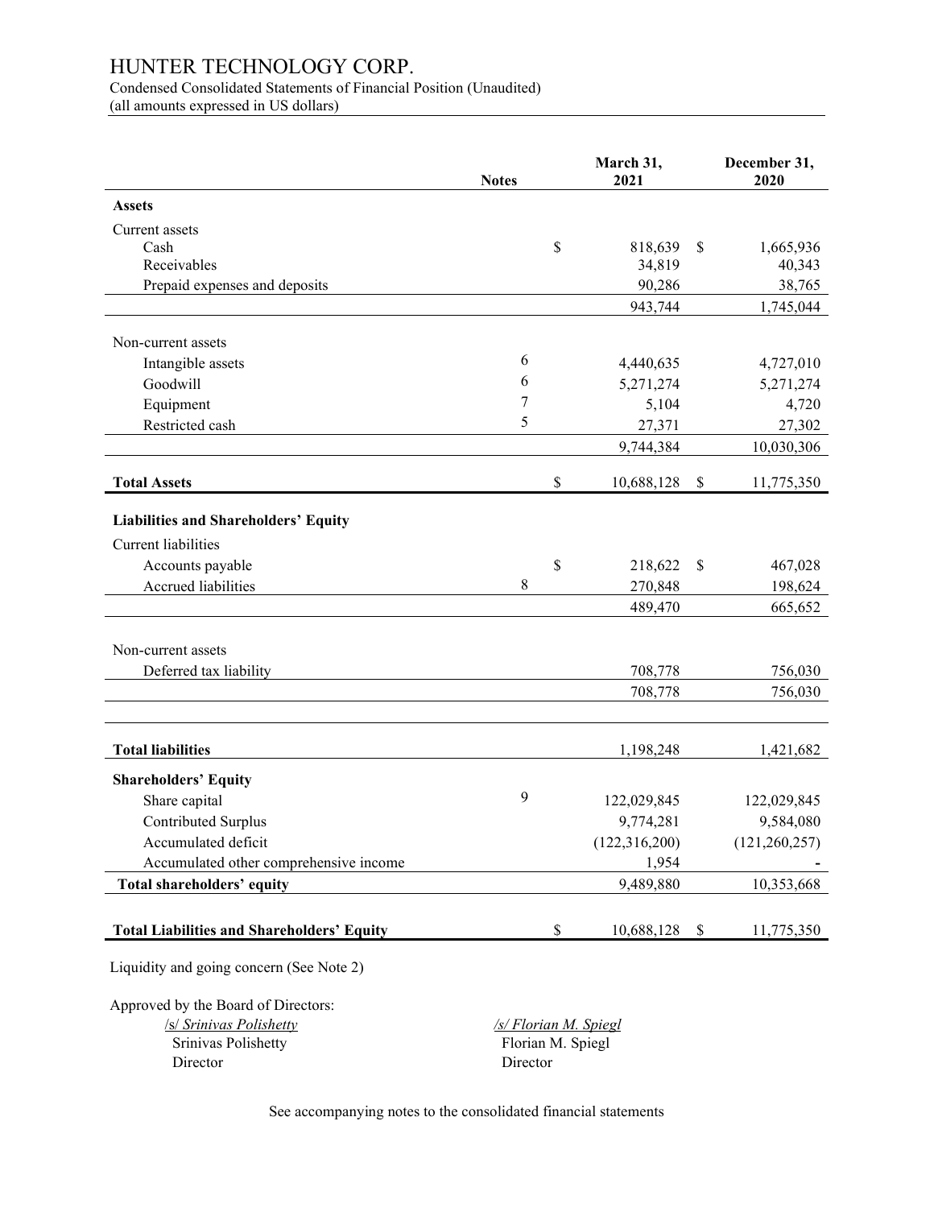# HUNTER TECHNOLOGY CORP.

Condensed Consolidated Statements of Financial Position (Unaudited)
(all amounts expressed in US dollars)

| | Notes | March 31, 2021 | December 31, 2020 |
|---|---|---|---|
| **Assets** | | | |
| Current assets | | | |
| Cash | | $ 818,639 | $ 1,665,936 |
| Receivables | | 34,819 | 40,343 |
| Prepaid expenses and deposits | | 90,286 | 38,765 |
| | | 943,744 | 1,745,044 |
| Non-current assets | | | |
| Intangible assets | 6 | 4,440,635 | 4,727,010 |
| Goodwill | 6 | 5,271,274 | 5,271,274 |
| Equipment | 7 | 5,104 | 4,720 |
| Restricted cash | 5 | 27,371 | 27,302 |
| | | 9,744,384 | 10,030,306 |
| **Total Assets** | | $ 10,688,128 | $ 11,775,350 |
| **Liabilities and Shareholders' Equity** | | | |
| Current liabilities | | | |
| Accounts payable | | $ 218,622 | $ 467,028 |
| Accrued liabilities | 8 | 270,848 | 198,624 |
| | | 489,470 | 665,652 |
| Non-current assets | | | |
| Deferred tax liability | | 708,778 | 756,030 |
| | | 708,778 | 756,030 |
| **Total liabilities** | | 1,198,248 | 1,421,682 |
| **Shareholders' Equity** | | | |
| Share capital | 9 | 122,029,845 | 122,029,845 |
| Contributed Surplus | | 9,774,281 | 9,584,080 |
| Accumulated deficit | | (122,316,200) | (121,260,257) |
| Accumulated other comprehensive income | | 1,954 | - |
| **Total shareholders' equity** | | 9,489,880 | 10,353,668 |
| **Total Liabilities and Shareholders' Equity** | | $ 10,688,128 | $ 11,775,350 |

Liquidity and going concern (See Note 2)

Approved by the Board of Directors:

| | |
|---|---|
| */s/ Srinivas Polishetty* | */s/ Florian M. Spiegl* |
| Srinivas Polishetty | Florian M. Spiegl |
| Director | Director |

See accompanying notes to the consolidated financial statements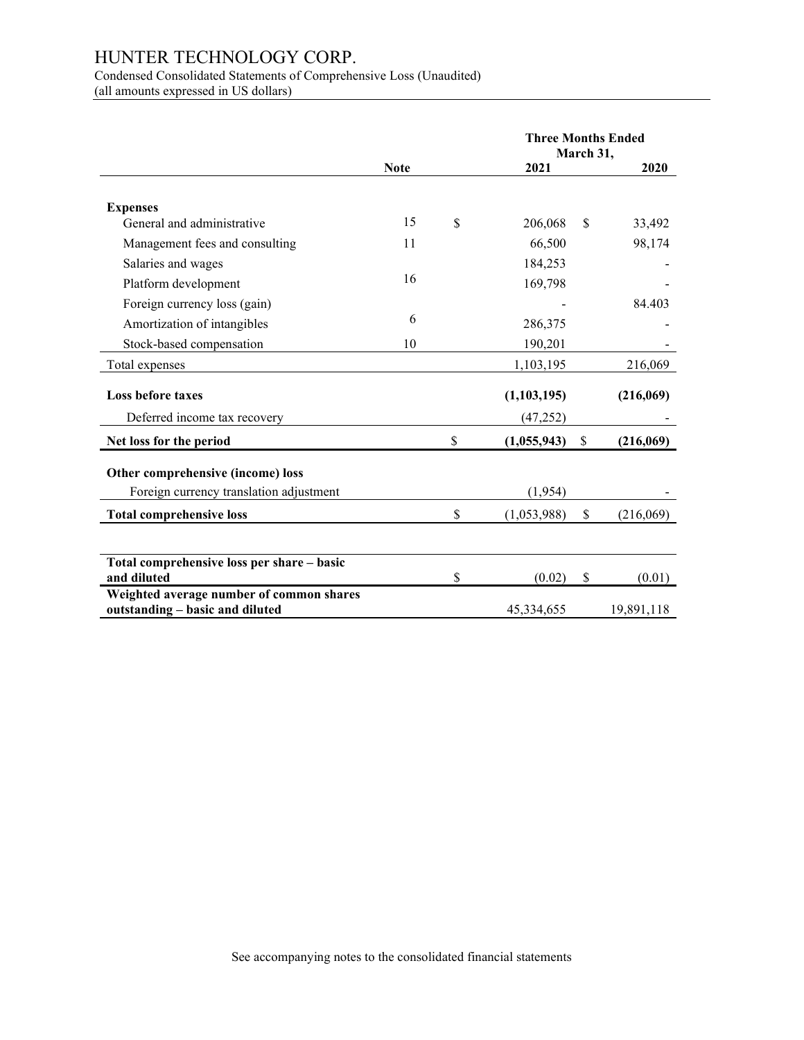# HUNTER TECHNOLOGY CORP.

Condensed Consolidated Statements of Comprehensive Loss (Unaudited)
(all amounts expressed in US dollars)

| | Note | Three Months Ended March 31, 2021 | 2020 |
|---|---|---|---|
| **Expenses** | | | |
| General and administrative | 15 | $ 206,068 | $ 33,492 |
| Management fees and consulting | 11 | 66,500 | 98,174 |
| Salaries and wages | | 184,253 | - |
| Platform development | 16 | 169,798 | - |
| Foreign currency loss (gain) | | - | 84.403 |
| Amortization of intangibles | 6 | 286,375 | - |
| Stock-based compensation | 10 | 190,201 | - |
| Total expenses | | 1,103,195 | 216,069 |
| **Loss before taxes** | | **(1,103,195)** | **(216,069)** |
| Deferred income tax recovery | | (47,252) | - |
| **Net loss for the period** | | **$ (1,055,943)** | **$ (216,069)** |
| **Other comprehensive (income) loss** | | | |
| Foreign currency translation adjustment | | (1,954) | - |
| **Total comprehensive loss** | | $ (1,053,988) | $ (216,069) |
| **Total comprehensive loss per share – basic and diluted** | | $ (0.02) | $ (0.01) |
| **Weighted average number of common shares outstanding – basic and diluted** | | 45,334,655 | 19,891,118 |

See accompanying notes to the consolidated financial statements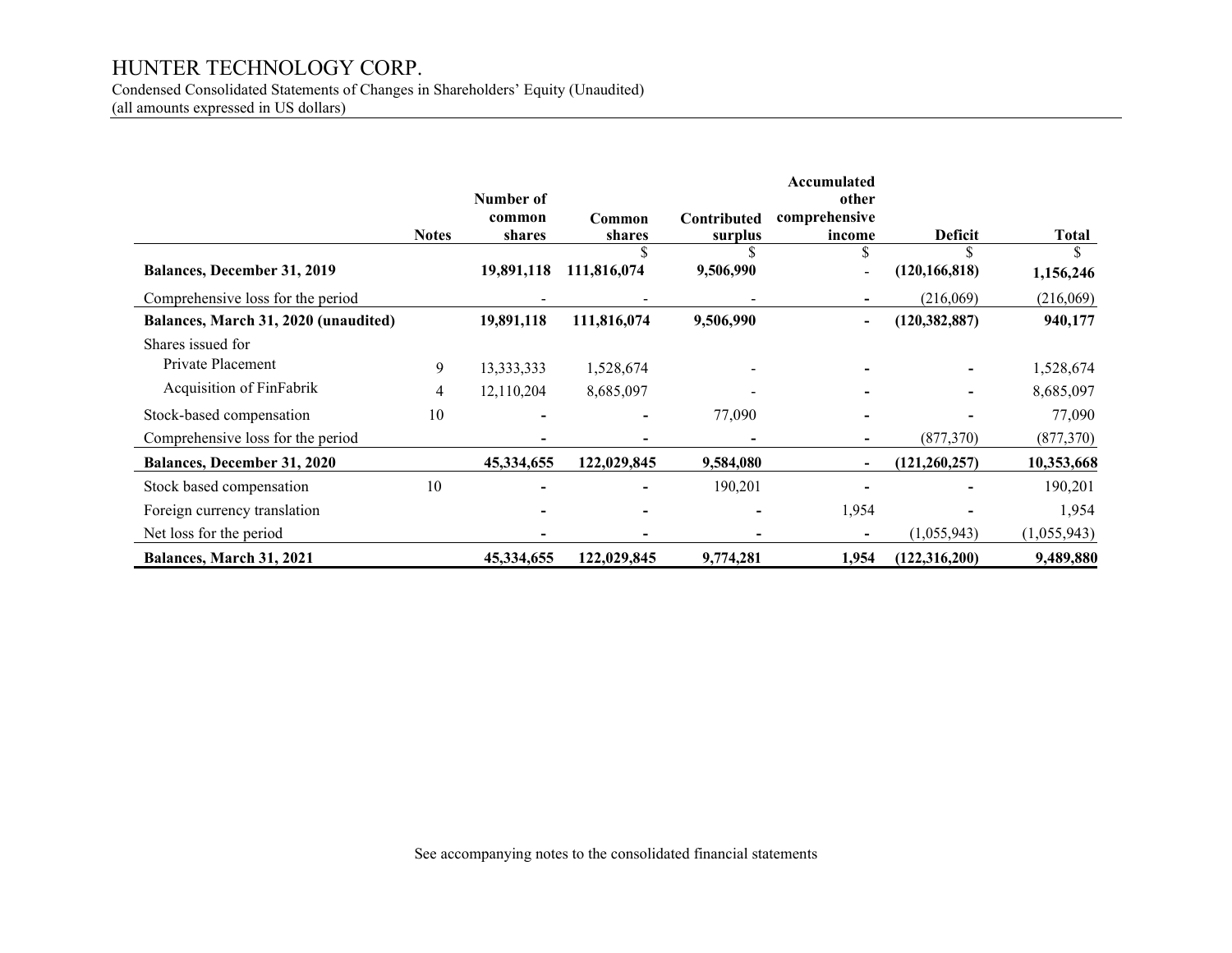# HUNTER TECHNOLOGY CORP.

Condensed Consolidated Statements of Changes in Shareholders' Equity (Unaudited)
(all amounts expressed in US dollars)

| | Notes | Number of common shares | Common shares | Contributed surplus | Accumulated other comprehensive income | Deficit | Total |
|---|---|---|---|---|---|---|---|
| | | | $ | $ | $ | $ | $ |
| **Balances, December 31, 2019** | | **19,891,118** | **111,816,074** | **9,506,990** | - | **(120,166,818)** | **1,156,246** |
| Comprehensive loss for the period | | - | - | - | - | (216,069) | (216,069) |
| **Balances, March 31, 2020 (unaudited)** | | **19,891,118** | **111,816,074** | **9,506,990** | - | **(120,382,887)** | **940,177** |
| Shares issued for | | | | | | | |
| Private Placement | 9 | 13,333,333 | 1,528,674 | - | - | - | 1,528,674 |
| Acquisition of FinFabrik | 4 | 12,110,204 | 8,685,097 | - | - | - | 8,685,097 |
| Stock-based compensation | 10 | - | - | 77,090 | - | - | 77,090 |
| Comprehensive loss for the period | | - | - | - | - | (877,370) | (877,370) |
| **Balances, December 31, 2020** | | **45,334,655** | **122,029,845** | **9,584,080** | - | **(121,260,257)** | **10,353,668** |
| Stock based compensation | 10 | - | - | 190,201 | - | - | 190,201 |
| Foreign currency translation | | - | - | - | 1,954 | - | 1,954 |
| Net loss for the period | | - | - | - | - | (1,055,943) | (1,055,943) |
| **Balances, March 31, 2021** | | **45,334,655** | **122,029,845** | **9,774,281** | **1,954** | **(122,316,200)** | **9,489,880** |

See accompanying notes to the consolidated financial statements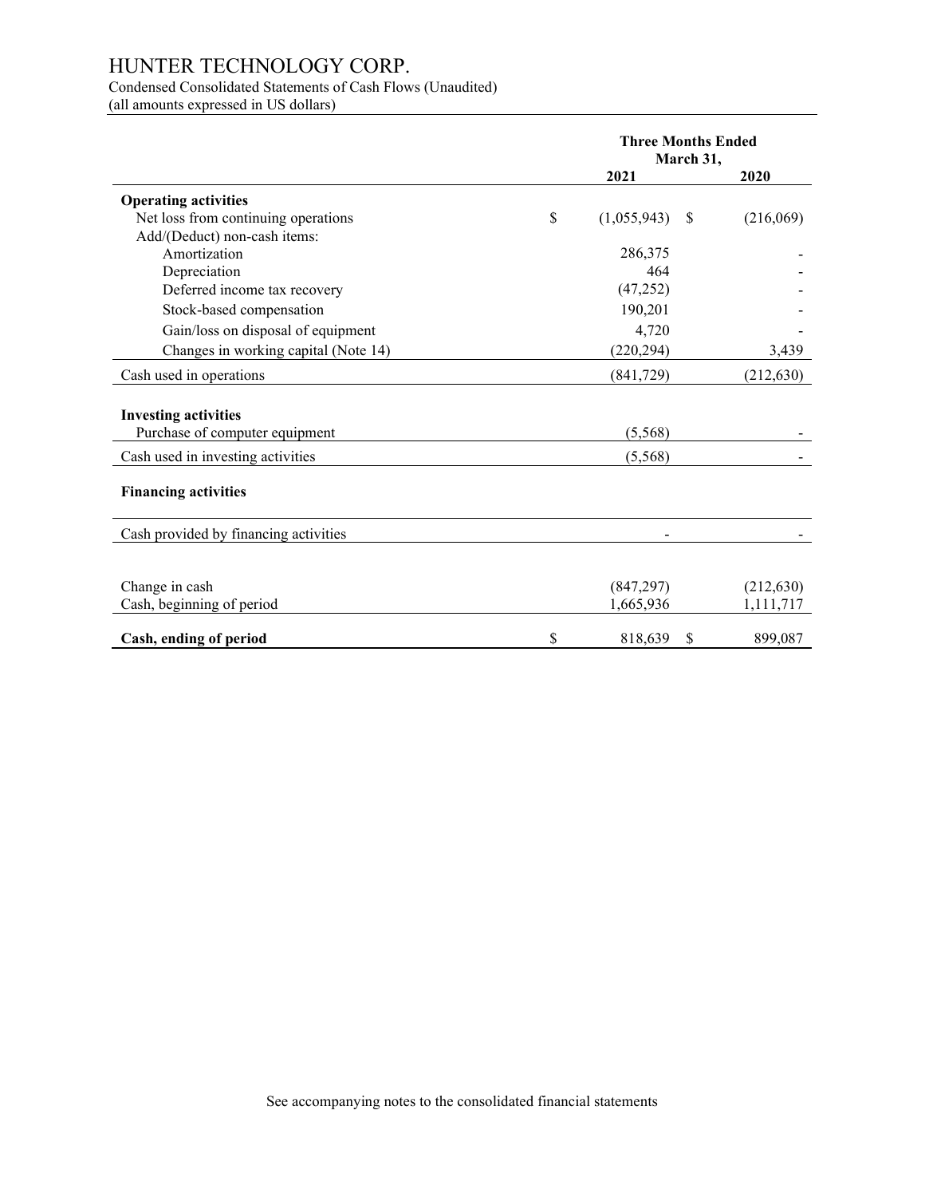# HUNTER TECHNOLOGY CORP.

Condensed Consolidated Statements of Cash Flows (Unaudited)
(all amounts expressed in US dollars)

| | Three Months Ended March 31, | |
|---|---|---|
| | 2021 | 2020 |
| **Operating activities** | | |
| Net loss from continuing operations | $ (1,055,943) | $ (216,069) |
| Add/(Deduct) non-cash items: | | |
| Amortization | 286,375 | - |
| Depreciation | 464 | - |
| Deferred income tax recovery | (47,252) | - |
| Stock-based compensation | 190,201 | - |
| Gain/loss on disposal of equipment | 4,720 | - |
| Changes in working capital (Note 14) | (220,294) | 3,439 |
| Cash used in operations | (841,729) | (212,630) |
| **Investing activities** | | |
| Purchase of computer equipment | (5,568) | - |
| Cash used in investing activities | (5,568) | - |
| **Financing activities** | | |
| Cash provided by financing activities | - | - |
| Change in cash | (847,297) | (212,630) |
| Cash, beginning of period | 1,665,936 | 1,111,717 |
| **Cash, ending of period** | $ 818,639 | $ 899,087 |

See accompanying notes to the consolidated financial statements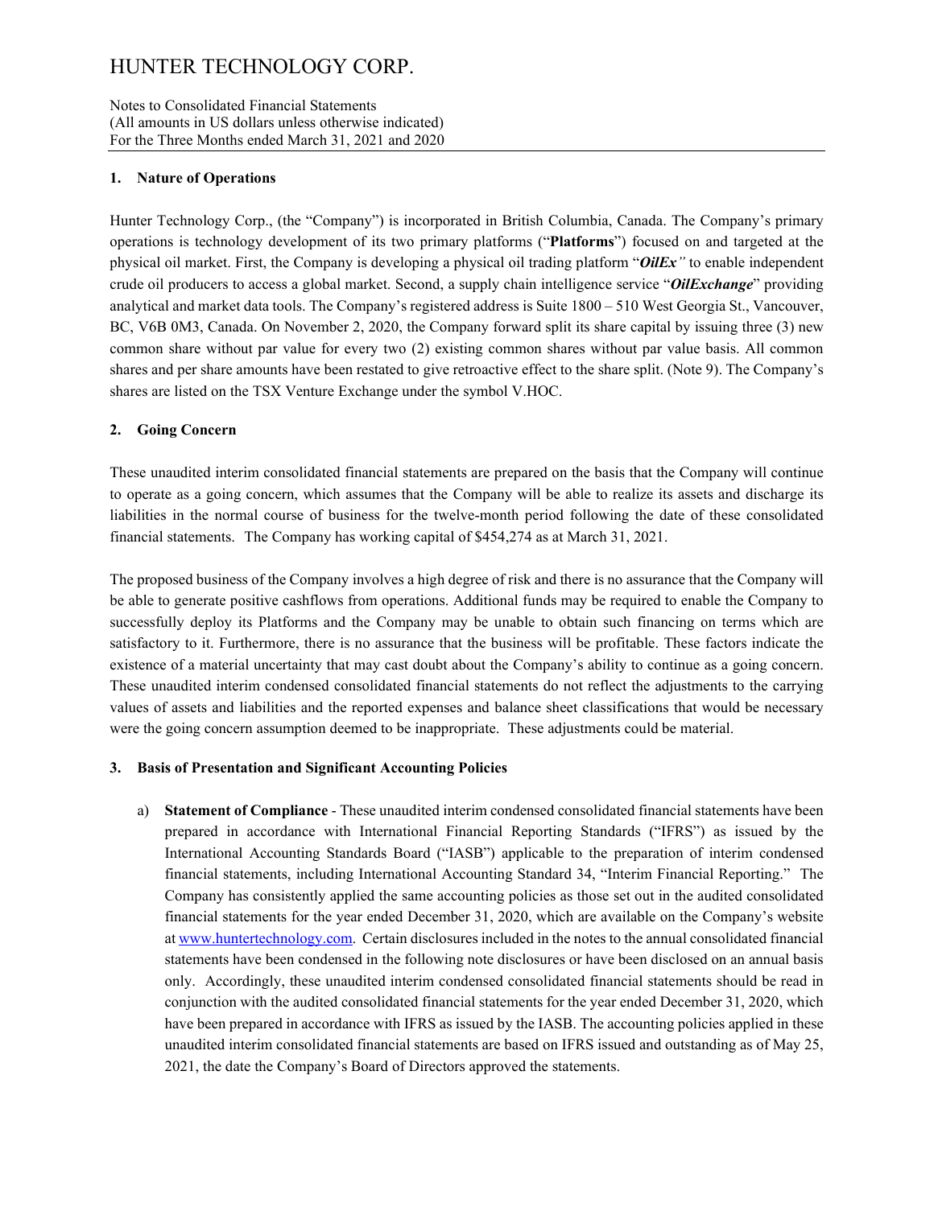## 1. Nature of Operations

Hunter Technology Corp., (the "Company") is incorporated in British Columbia, Canada. The Company's primary operations is technology development of its two primary platforms ("**Platforms**") focused on and targeted at the physical oil market. First, the Company is developing a physical oil trading platform "***OilEx"*** to enable independent crude oil producers to access a global market. Second, a supply chain intelligence service "***OilExchange***" providing analytical and market data tools. The Company's registered address is Suite 1800 – 510 West Georgia St., Vancouver, BC, V6B 0M3, Canada. On November 2, 2020, the Company forward split its share capital by issuing three (3) new common share without par value for every two (2) existing common shares without par value basis. All common shares and per share amounts have been restated to give retroactive effect to the share split. (Note 9). The Company's shares are listed on the TSX Venture Exchange under the symbol V.HOC.

## 2. Going Concern

These unaudited interim consolidated financial statements are prepared on the basis that the Company will continue to operate as a going concern, which assumes that the Company will be able to realize its assets and discharge its liabilities in the normal course of business for the twelve-month period following the date of these consolidated financial statements. The Company has working capital of $454,274 as at March 31, 2021.

The proposed business of the Company involves a high degree of risk and there is no assurance that the Company will be able to generate positive cashflows from operations. Additional funds may be required to enable the Company to successfully deploy its Platforms and the Company may be unable to obtain such financing on terms which are satisfactory to it. Furthermore, there is no assurance that the business will be profitable. These factors indicate the existence of a material uncertainty that may cast doubt about the Company's ability to continue as a going concern. These unaudited interim condensed consolidated financial statements do not reflect the adjustments to the carrying values of assets and liabilities and the reported expenses and balance sheet classifications that would be necessary were the going concern assumption deemed to be inappropriate. These adjustments could be material.

## 3. Basis of Presentation and Significant Accounting Policies

a) **Statement of Compliance** - These unaudited interim condensed consolidated financial statements have been prepared in accordance with International Financial Reporting Standards ("IFRS") as issued by the International Accounting Standards Board ("IASB") applicable to the preparation of interim condensed financial statements, including International Accounting Standard 34, "Interim Financial Reporting." The Company has consistently applied the same accounting policies as those set out in the audited consolidated financial statements for the year ended December 31, 2020, which are available on the Company's website at www.huntertechnology.com. Certain disclosures included in the notes to the annual consolidated financial statements have been condensed in the following note disclosures or have been disclosed on an annual basis only. Accordingly, these unaudited interim condensed consolidated financial statements should be read in conjunction with the audited consolidated financial statements for the year ended December 31, 2020, which have been prepared in accordance with IFRS as issued by the IASB. The accounting policies applied in these unaudited interim consolidated financial statements are based on IFRS issued and outstanding as of May 25, 2021, the date the Company's Board of Directors approved the statements.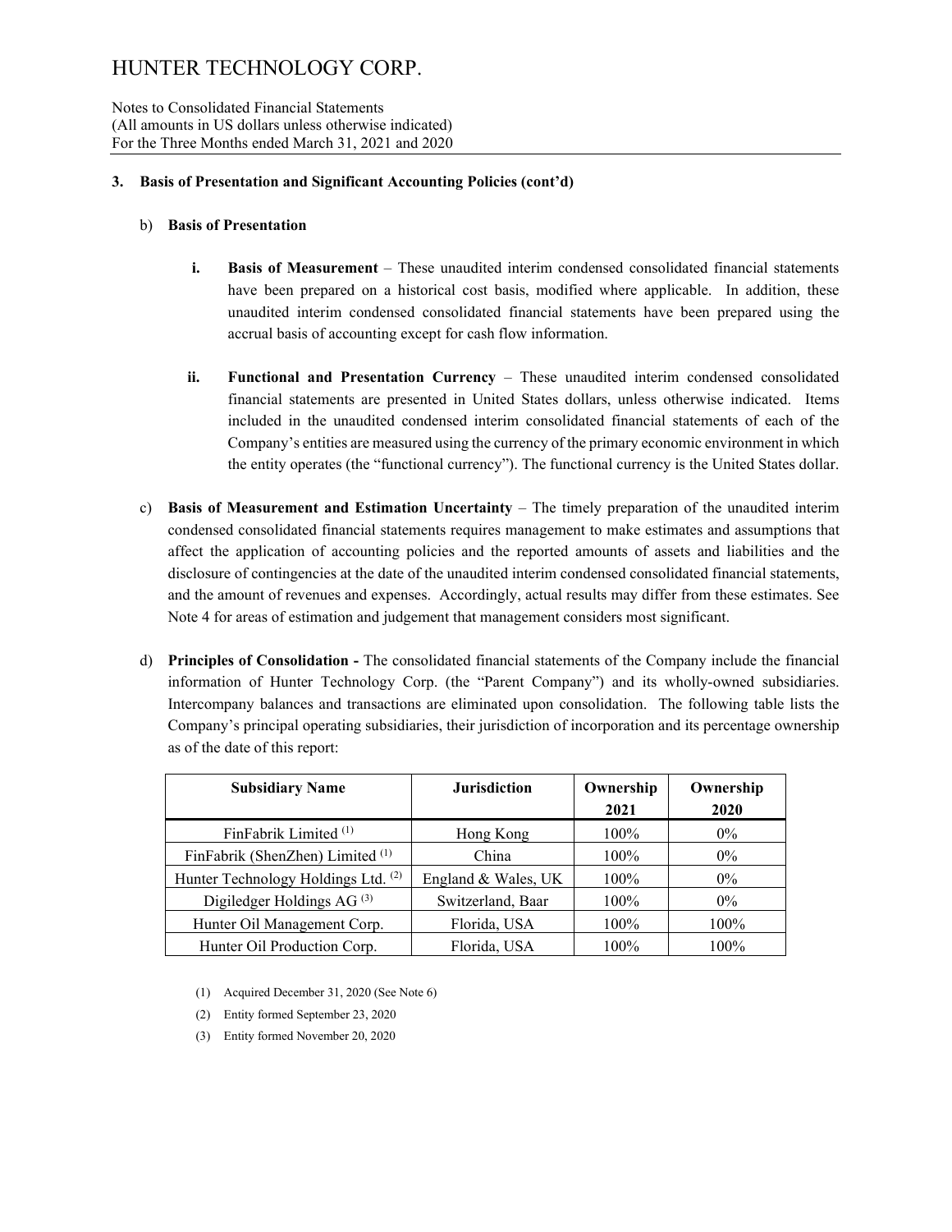### 3. Basis of Presentation and Significant Accounting Policies (cont'd)

b) **Basis of Presentation**

   i. **Basis of Measurement** – These unaudited interim condensed consolidated financial statements have been prepared on a historical cost basis, modified where applicable. In addition, these unaudited interim condensed consolidated financial statements have been prepared using the accrual basis of accounting except for cash flow information.

   ii. **Functional and Presentation Currency** – These unaudited interim condensed consolidated financial statements are presented in United States dollars, unless otherwise indicated. Items included in the unaudited condensed interim consolidated financial statements of each of the Company's entities are measured using the currency of the primary economic environment in which the entity operates (the "functional currency"). The functional currency is the United States dollar.

c) **Basis of Measurement and Estimation Uncertainty** – The timely preparation of the unaudited interim condensed consolidated financial statements requires management to make estimates and assumptions that affect the application of accounting policies and the reported amounts of assets and liabilities and the disclosure of contingencies at the date of the unaudited interim condensed consolidated financial statements, and the amount of revenues and expenses. Accordingly, actual results may differ from these estimates. See Note 4 for areas of estimation and judgement that management considers most significant.

d) **Principles of Consolidation -** The consolidated financial statements of the Company include the financial information of Hunter Technology Corp. (the "Parent Company") and its wholly-owned subsidiaries. Intercompany balances and transactions are eliminated upon consolidation. The following table lists the Company's principal operating subsidiaries, their jurisdiction of incorporation and its percentage ownership as of the date of this report:

| Subsidiary Name | Jurisdiction | Ownership 2021 | Ownership 2020 |
|---|---|---|---|
| FinFabrik Limited (1) | Hong Kong | 100% | 0% |
| FinFabrik (ShenZhen) Limited (1) | China | 100% | 0% |
| Hunter Technology Holdings Ltd. (2) | England & Wales, UK | 100% | 0% |
| Digiledger Holdings AG (3) | Switzerland, Baar | 100% | 0% |
| Hunter Oil Management Corp. | Florida, USA | 100% | 100% |
| Hunter Oil Production Corp. | Florida, USA | 100% | 100% |

(1) Acquired December 31, 2020 (See Note 6)

(2) Entity formed September 23, 2020

(3) Entity formed November 20, 2020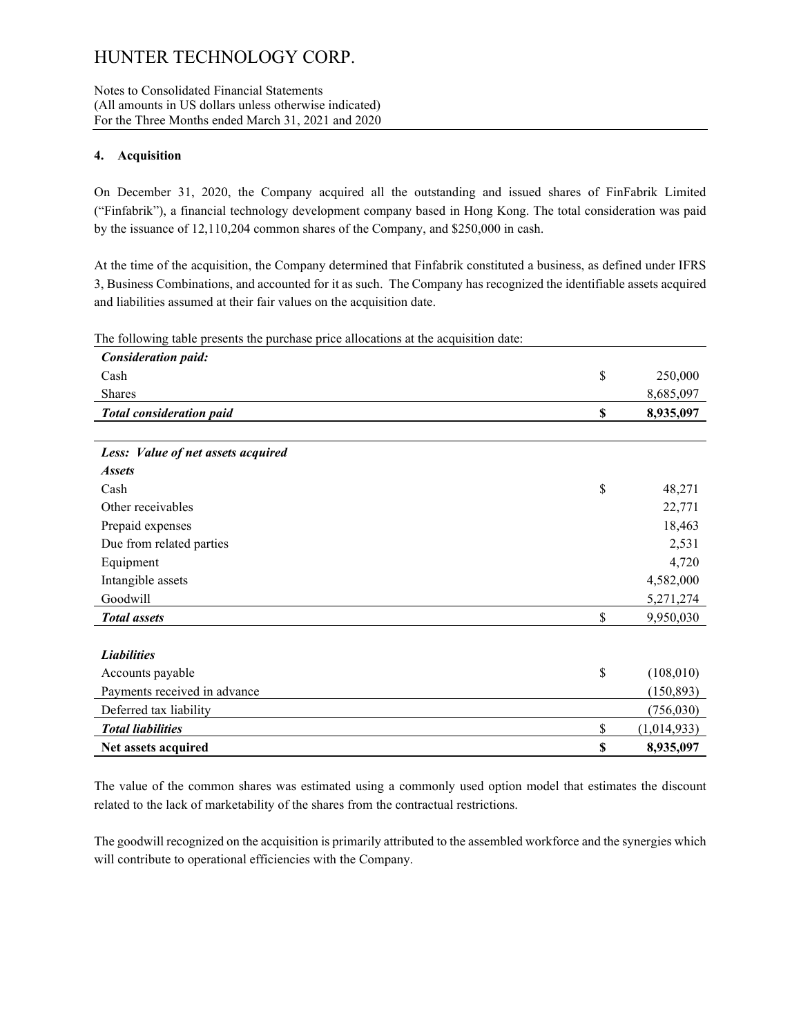## 4. Acquisition

On December 31, 2020, the Company acquired all the outstanding and issued shares of FinFabrik Limited ("Finfabrik"), a financial technology development company based in Hong Kong. The total consideration was paid by the issuance of 12,110,204 common shares of the Company, and $250,000 in cash.

At the time of the acquisition, the Company determined that Finfabrik constituted a business, as defined under IFRS 3, Business Combinations, and accounted for it as such. The Company has recognized the identifiable assets acquired and liabilities assumed at their fair values on the acquisition date.

The following table presents the purchase price allocations at the acquisition date:

| | | |
|---|---|---|
| ***Consideration paid:*** | | |
| Cash | $ | 250,000 |
| Shares | | 8,685,097 |
| ***Total consideration paid*** | **$** | **8,935,097** |
| | | |
| ***Less: Value of net assets acquired*** | | |
| ***Assets*** | | |
| Cash | $ | 48,271 |
| Other receivables | | 22,771 |
| Prepaid expenses | | 18,463 |
| Due from related parties | | 2,531 |
| Equipment | | 4,720 |
| Intangible assets | | 4,582,000 |
| Goodwill | | 5,271,274 |
| ***Total assets*** | $ | 9,950,030 |
| | | |
| ***Liabilities*** | | |
| Accounts payable | $ | (108,010) |
| Payments received in advance | | (150,893) |
| Deferred tax liability | | (756,030) |
| ***Total liabilities*** | $ | (1,014,933) |
| **Net assets acquired** | **$** | **8,935,097** |

The value of the common shares was estimated using a commonly used option model that estimates the discount related to the lack of marketability of the shares from the contractual restrictions.

The goodwill recognized on the acquisition is primarily attributed to the assembled workforce and the synergies which will contribute to operational efficiencies with the Company.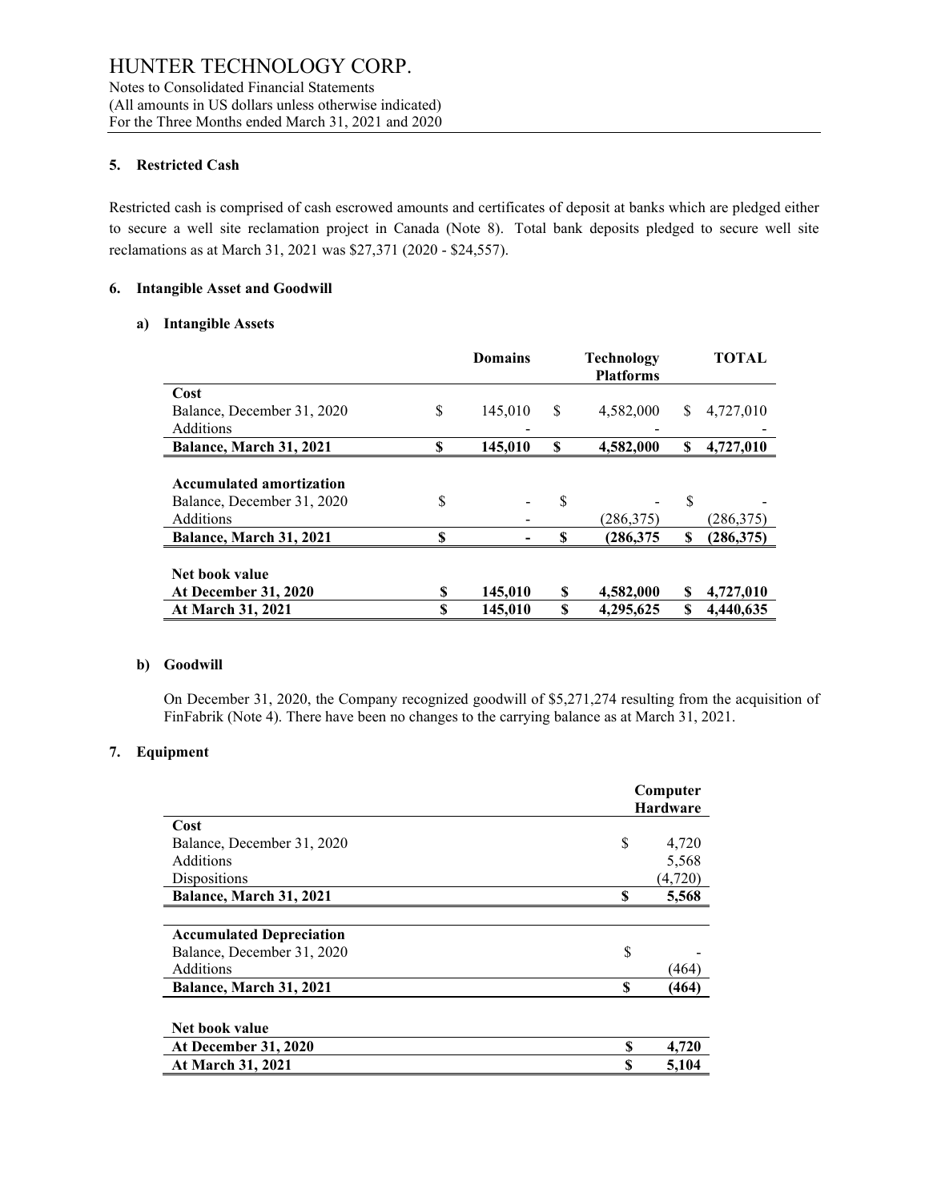## 5. Restricted Cash

Restricted cash is comprised of cash escrowed amounts and certificates of deposit at banks which are pledged either to secure a well site reclamation project in Canada (Note 8). Total bank deposits pledged to secure well site reclamations as at March 31, 2021 was $27,371 (2020 - $24,557).

## 6. Intangible Asset and Goodwill

### a) Intangible Assets

| | Domains | Technology Platforms | TOTAL |
|---|---|---|---|
| **Cost** | | | |
| Balance, December 31, 2020 | $ 145,010 | $ 4,582,000 | $ 4,727,010 |
| Additions | - | - | - |
| **Balance, March 31, 2021** | **$ 145,010** | **$ 4,582,000** | **$ 4,727,010** |
| | | | |
| **Accumulated amortization** | | | |
| Balance, December 31, 2020 | $ - | $ - | $ - |
| Additions | - | (286,375) | (286,375) |
| **Balance, March 31, 2021** | **$ -** | **$ (286,375** | **$ (286,375)** |
| | | | |
| **Net book value** | | | |
| **At December 31, 2020** | **$ 145,010** | **$ 4,582,000** | **$ 4,727,010** |
| **At March 31, 2021** | **$ 145,010** | **$ 4,295,625** | **$ 4,440,635** |

### b) Goodwill

On December 31, 2020, the Company recognized goodwill of $5,271,274 resulting from the acquisition of FinFabrik (Note 4). There have been no changes to the carrying balance as at March 31, 2021.

## 7. Equipment

| | Computer Hardware |
|---|---|
| **Cost** | |
| Balance, December 31, 2020 | $ 4,720 |
| Additions | 5,568 |
| Dispositions | (4,720) |
| **Balance, March 31, 2021** | **$ 5,568** |
| | |
| **Accumulated Depreciation** | |
| Balance, December 31, 2020 | $ - |
| Additions | (464) |
| **Balance, March 31, 2021** | **$ (464)** |
| | |
| **Net book value** | |
| **At December 31, 2020** | **$ 4,720** |
| **At March 31, 2021** | **$ 5,104** |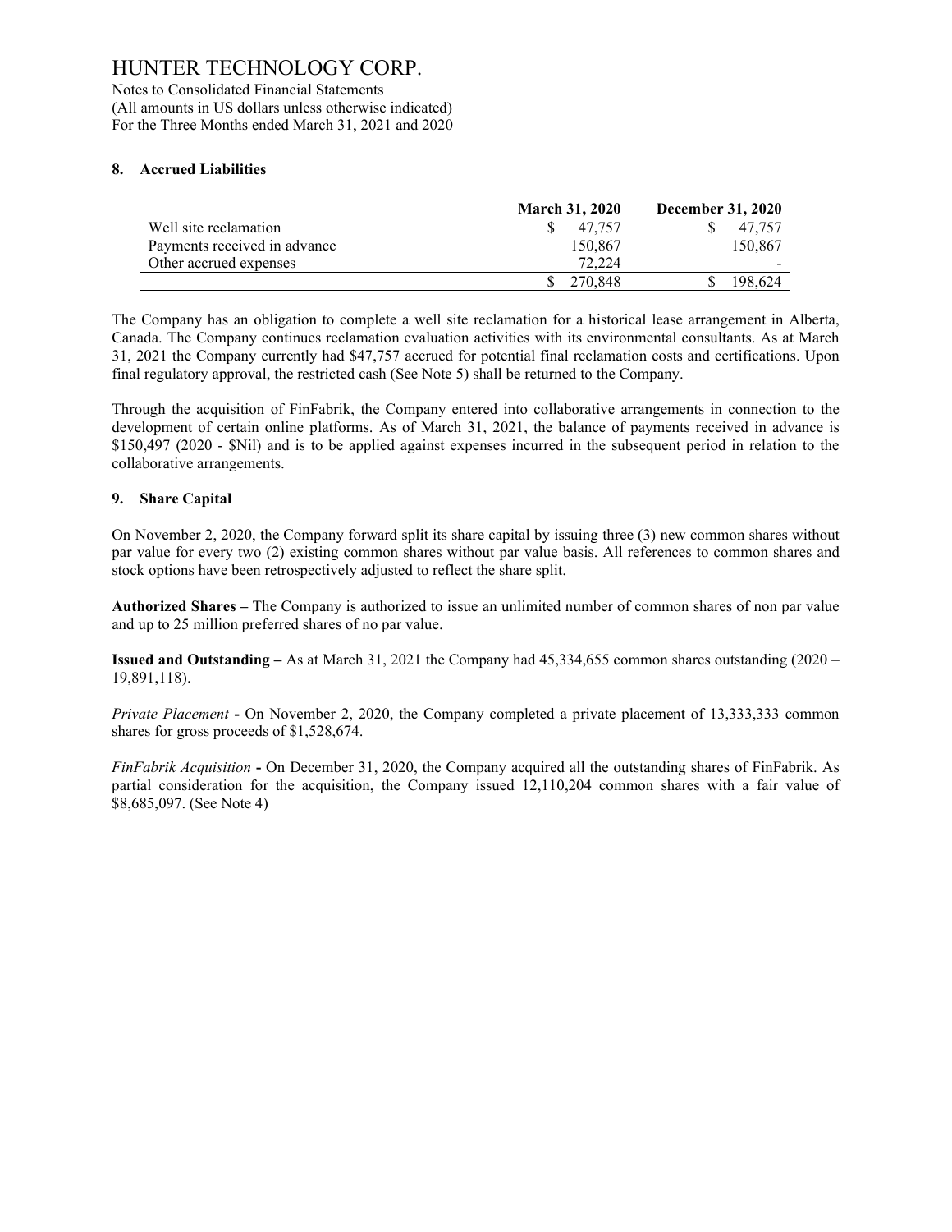## 8. Accrued Liabilities

| | March 31, 2020 | December 31, 2020 |
|---|---|---|
| Well site reclamation | $ 47,757 | $ 47,757 |
| Payments received in advance | 150,867 | 150,867 |
| Other accrued expenses | 72,224 | - |
| | $ 270,848 | $ 198,624 |

The Company has an obligation to complete a well site reclamation for a historical lease arrangement in Alberta, Canada. The Company continues reclamation evaluation activities with its environmental consultants. As at March 31, 2021 the Company currently had $47,757 accrued for potential final reclamation costs and certifications. Upon final regulatory approval, the restricted cash (See Note 5) shall be returned to the Company.

Through the acquisition of FinFabrik, the Company entered into collaborative arrangements in connection to the development of certain online platforms. As of March 31, 2021, the balance of payments received in advance is $150,497 (2020 - $Nil) and is to be applied against expenses incurred in the subsequent period in relation to the collaborative arrangements.

## 9. Share Capital

On November 2, 2020, the Company forward split its share capital by issuing three (3) new common shares without par value for every two (2) existing common shares without par value basis. All references to common shares and stock options have been retrospectively adjusted to reflect the share split.

**Authorized Shares –** The Company is authorized to issue an unlimited number of common shares of non par value and up to 25 million preferred shares of no par value.

**Issued and Outstanding –** As at March 31, 2021 the Company had 45,334,655 common shares outstanding (2020 – 19,891,118).

*Private Placement* **-** On November 2, 2020, the Company completed a private placement of 13,333,333 common shares for gross proceeds of $1,528,674.

*FinFabrik Acquisition* **-** On December 31, 2020, the Company acquired all the outstanding shares of FinFabrik. As partial consideration for the acquisition, the Company issued 12,110,204 common shares with a fair value of $8,685,097. (See Note 4)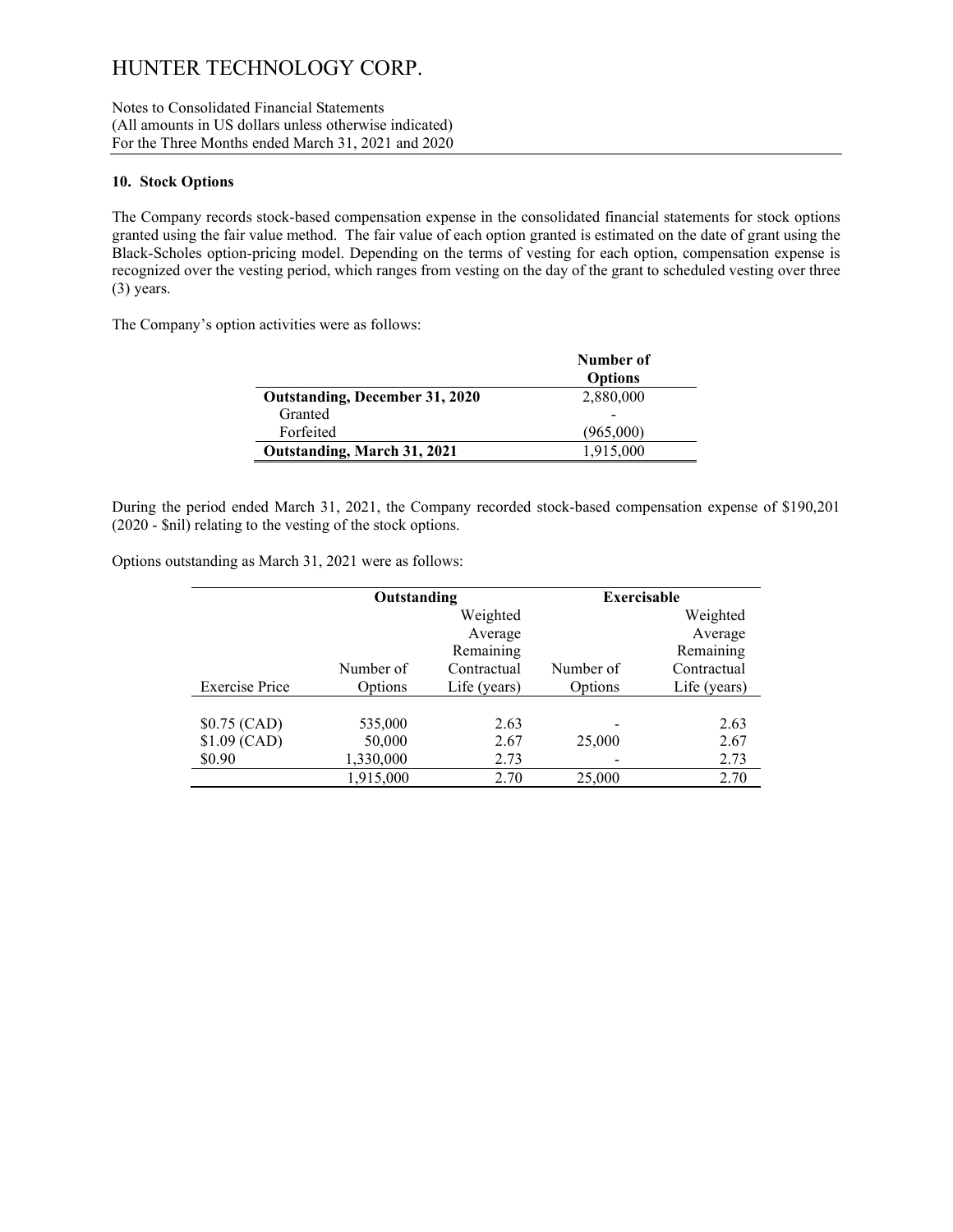# HUNTER TECHNOLOGY CORP.

Notes to Consolidated Financial Statements
(All amounts in US dollars unless otherwise indicated)
For the Three Months ended March 31, 2021 and 2020

### 10. Stock Options

The Company records stock-based compensation expense in the consolidated financial statements for stock options granted using the fair value method. The fair value of each option granted is estimated on the date of grant using the Black-Scholes option-pricing model. Depending on the terms of vesting for each option, compensation expense is recognized over the vesting period, which ranges from vesting on the day of the grant to scheduled vesting over three (3) years.

The Company's option activities were as follows:

| | Number of Options |
|---|---|
| **Outstanding, December 31, 2020** | 2,880,000 |
| Granted | - |
| Forfeited | (965,000) |
| **Outstanding, March 31, 2021** | 1,915,000 |

During the period ended March 31, 2021, the Company recorded stock-based compensation expense of $190,201 (2020 - $nil) relating to the vesting of the stock options.

Options outstanding as March 31, 2021 were as follows:

| | **Outstanding** | | **Exercisable** | |
|---|---|---|---|---|
| Exercise Price | Number of Options | Weighted Average Remaining Contractual Life (years) | Number of Options | Weighted Average Remaining Contractual Life (years) |
| $0.75 (CAD) | 535,000 | 2.63 | - | 2.63 |
| $1.09 (CAD) | 50,000 | 2.67 | 25,000 | 2.67 |
| $0.90 | 1,330,000 | 2.73 | - | 2.73 |
| | 1,915,000 | 2.70 | 25,000 | 2.70 |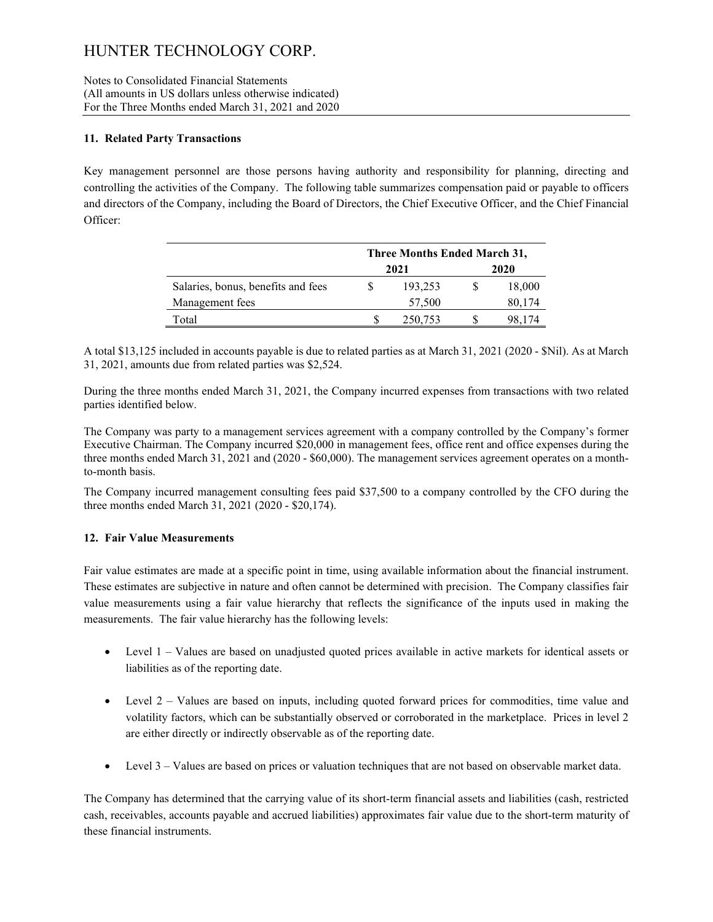# HUNTER TECHNOLOGY CORP.

Notes to Consolidated Financial Statements
(All amounts in US dollars unless otherwise indicated)
For the Three Months ended March 31, 2021 and 2020

### 11. Related Party Transactions

Key management personnel are those persons having authority and responsibility for planning, directing and controlling the activities of the Company. The following table summarizes compensation paid or payable to officers and directors of the Company, including the Board of Directors, the Chief Executive Officer, and the Chief Financial Officer:

| | Three Months Ended March 31, | |
|---|---|---|
| | 2021 | 2020 |
| Salaries, bonus, benefits and fees | $ 193,253 | $ 18,000 |
| Management fees | 57,500 | 80,174 |
| Total | $ 250,753 | $ 98,174 |

A total $13,125 included in accounts payable is due to related parties as at March 31, 2021 (2020 - $Nil). As at March 31, 2021, amounts due from related parties was $2,524.

During the three months ended March 31, 2021, the Company incurred expenses from transactions with two related parties identified below.

The Company was party to a management services agreement with a company controlled by the Company's former Executive Chairman. The Company incurred $20,000 in management fees, office rent and office expenses during the three months ended March 31, 2021 and (2020 - $60,000). The management services agreement operates on a month-to-month basis.

The Company incurred management consulting fees paid $37,500 to a company controlled by the CFO during the three months ended March 31, 2021 (2020 - $20,174).

### 12. Fair Value Measurements

Fair value estimates are made at a specific point in time, using available information about the financial instrument. These estimates are subjective in nature and often cannot be determined with precision. The Company classifies fair value measurements using a fair value hierarchy that reflects the significance of the inputs used in making the measurements. The fair value hierarchy has the following levels:

- Level 1 – Values are based on unadjusted quoted prices available in active markets for identical assets or liabilities as of the reporting date.
- Level 2 – Values are based on inputs, including quoted forward prices for commodities, time value and volatility factors, which can be substantially observed or corroborated in the marketplace. Prices in level 2 are either directly or indirectly observable as of the reporting date.
- Level 3 – Values are based on prices or valuation techniques that are not based on observable market data.

The Company has determined that the carrying value of its short-term financial assets and liabilities (cash, restricted cash, receivables, accounts payable and accrued liabilities) approximates fair value due to the short-term maturity of these financial instruments.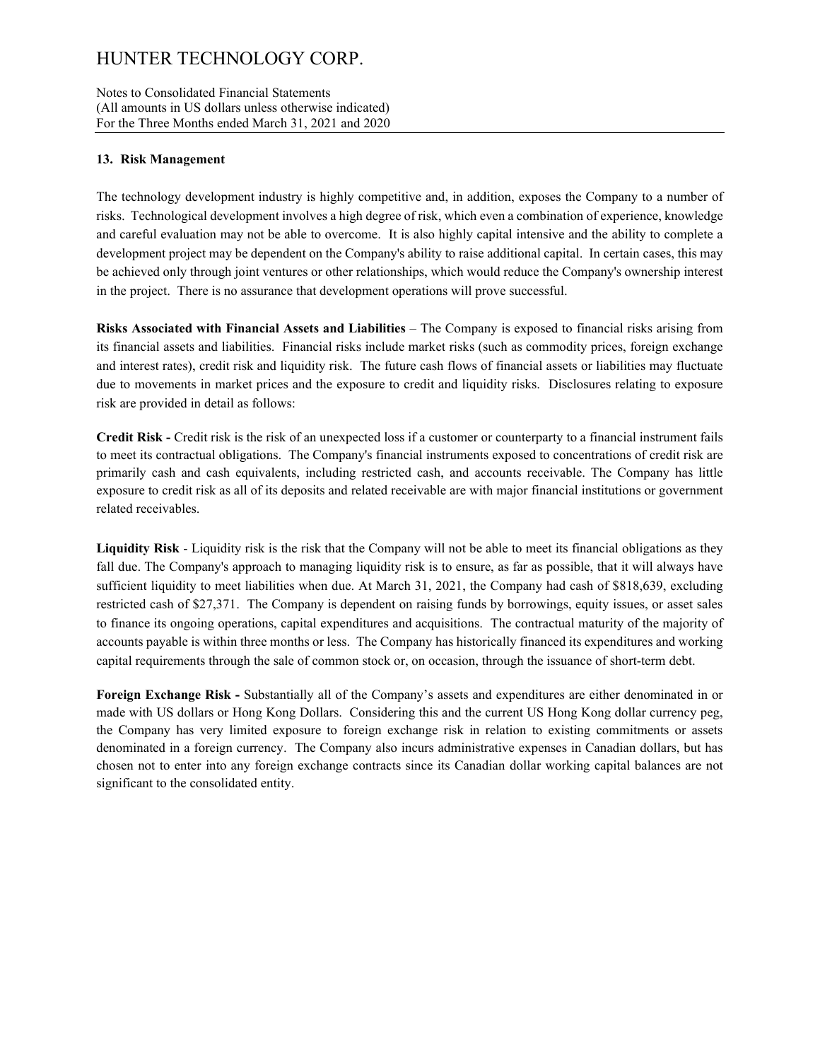## 13. Risk Management

The technology development industry is highly competitive and, in addition, exposes the Company to a number of risks. Technological development involves a high degree of risk, which even a combination of experience, knowledge and careful evaluation may not be able to overcome. It is also highly capital intensive and the ability to complete a development project may be dependent on the Company's ability to raise additional capital. In certain cases, this may be achieved only through joint ventures or other relationships, which would reduce the Company's ownership interest in the project. There is no assurance that development operations will prove successful.

**Risks Associated with Financial Assets and Liabilities** – The Company is exposed to financial risks arising from its financial assets and liabilities. Financial risks include market risks (such as commodity prices, foreign exchange and interest rates), credit risk and liquidity risk. The future cash flows of financial assets or liabilities may fluctuate due to movements in market prices and the exposure to credit and liquidity risks. Disclosures relating to exposure risk are provided in detail as follows:

**Credit Risk -** Credit risk is the risk of an unexpected loss if a customer or counterparty to a financial instrument fails to meet its contractual obligations. The Company's financial instruments exposed to concentrations of credit risk are primarily cash and cash equivalents, including restricted cash, and accounts receivable. The Company has little exposure to credit risk as all of its deposits and related receivable are with major financial institutions or government related receivables.

**Liquidity Risk** - Liquidity risk is the risk that the Company will not be able to meet its financial obligations as they fall due. The Company's approach to managing liquidity risk is to ensure, as far as possible, that it will always have sufficient liquidity to meet liabilities when due. At March 31, 2021, the Company had cash of $818,639, excluding restricted cash of $27,371. The Company is dependent on raising funds by borrowings, equity issues, or asset sales to finance its ongoing operations, capital expenditures and acquisitions. The contractual maturity of the majority of accounts payable is within three months or less. The Company has historically financed its expenditures and working capital requirements through the sale of common stock or, on occasion, through the issuance of short-term debt.

**Foreign Exchange Risk -** Substantially all of the Company's assets and expenditures are either denominated in or made with US dollars or Hong Kong Dollars. Considering this and the current US Hong Kong dollar currency peg, the Company has very limited exposure to foreign exchange risk in relation to existing commitments or assets denominated in a foreign currency. The Company also incurs administrative expenses in Canadian dollars, but has chosen not to enter into any foreign exchange contracts since its Canadian dollar working capital balances are not significant to the consolidated entity.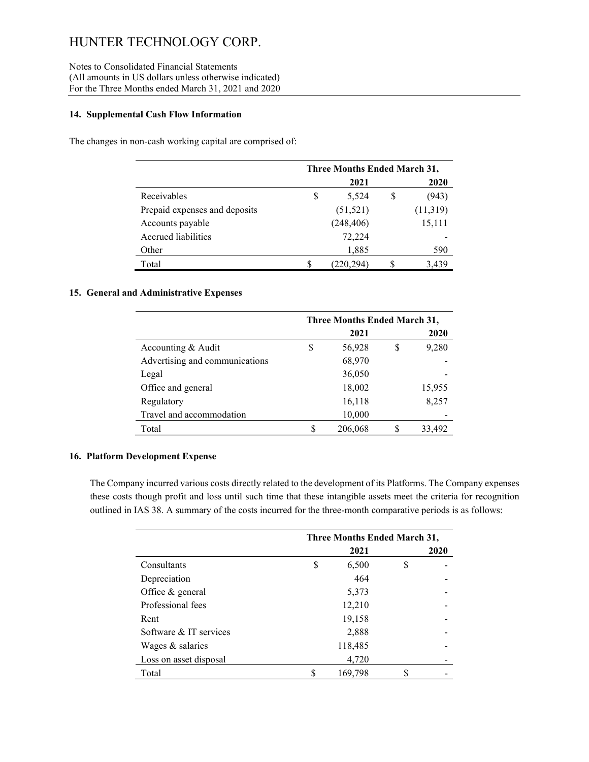# HUNTER TECHNOLOGY CORP.

Notes to Consolidated Financial Statements
(All amounts in US dollars unless otherwise indicated)
For the Three Months ended March 31, 2021 and 2020

## 14. Supplemental Cash Flow Information

The changes in non-cash working capital are comprised of:

| | Three Months Ended March 31, | |
|---|---|---|
| | 2021 | 2020 |
| Receivables | $ 5,524 | $ (943) |
| Prepaid expenses and deposits | (51,521) | (11,319) |
| Accounts payable | (248,406) | 15,111 |
| Accrued liabilities | 72,224 | - |
| Other | 1,885 | 590 |
| Total | $ (220,294) | $ 3,439 |

## 15. General and Administrative Expenses

| | Three Months Ended March 31, | |
|---|---|---|
| | 2021 | 2020 |
| Accounting & Audit | $ 56,928 | $ 9,280 |
| Advertising and communications | 68,970 | - |
| Legal | 36,050 | - |
| Office and general | 18,002 | 15,955 |
| Regulatory | 16,118 | 8,257 |
| Travel and accommodation | 10,000 | - |
| Total | $ 206,068 | $ 33,492 |

## 16. Platform Development Expense

The Company incurred various costs directly related to the development of its Platforms. The Company expenses these costs though profit and loss until such time that these intangible assets meet the criteria for recognition outlined in IAS 38. A summary of the costs incurred for the three-month comparative periods is as follows:

| | Three Months Ended March 31, | |
|---|---|---|
| | 2021 | 2020 |
| Consultants | $ 6,500 | $ - |
| Depreciation | 464 | - |
| Office & general | 5,373 | - |
| Professional fees | 12,210 | - |
| Rent | 19,158 | - |
| Software & IT services | 2,888 | - |
| Wages & salaries | 118,485 | - |
| Loss on asset disposal | 4,720 | - |
| Total | $ 169,798 | $ - |